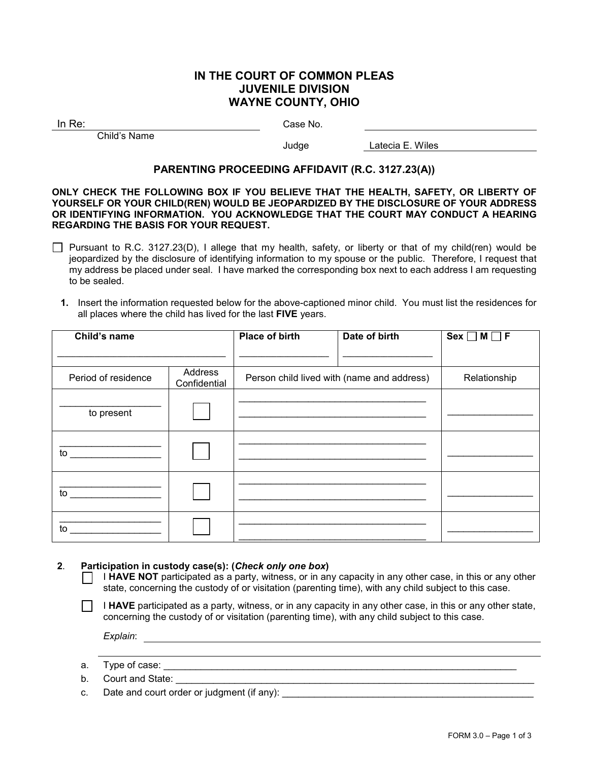# IN THE COURT OF COMMON PLEAS
# JUVENILE DIVISION
# WAYNE COUNTY, OHIO

In Re: ______________________________ Case No. ______________________
Child's Name

Judge Latecia E. Wiles

## PARENTING PROCEEDING AFFIDAVIT (R.C. 3127.23(A))

**ONLY CHECK THE FOLLOWING BOX IF YOU BELIEVE THAT THE HEALTH, SAFETY, OR LIBERTY OF YOURSELF OR YOUR CHILD(REN) WOULD BE JEOPARDIZED BY THE DISCLOSURE OF YOUR ADDRESS OR IDENTIFYING INFORMATION. YOU ACKNOWLEDGE THAT THE COURT MAY CONDUCT A HEARING REGARDING THE BASIS FOR YOUR REQUEST.**

☐ Pursuant to R.C. 3127.23(D), I allege that my health, safety, or liberty or that of my child(ren) would be jeopardized by the disclosure of identifying information to my spouse or the public. Therefore, I request that my address be placed under seal. I have marked the corresponding box next to each address I am requesting to be sealed.

**1.** Insert the information requested below for the above-captioned minor child. You must list the residences for all places where the child has lived for the last **FIVE** years.

| **Child's name** | | **Place of birth** | **Date of birth** | **Sex** ☐ **M** ☐ **F** |
|---|---|---|---|---|
| ______________________________ | | ________________ | ________________ | |
| Period of residence | Address Confidential | Person child lived with (name and address) | | Relationship |
| __________________ to present | ☐ | __________________________________ __________________________________ | | _______________ |
| __________________ to ________________ | ☐ | __________________________________ __________________________________ | | _______________ |
| __________________ to ________________ | ☐ | __________________________________ __________________________________ | | _______________ |
| __________________ to ________________ | ☐ | __________________________________ __________________________________ | | _______________ |

**2**. **Participation in custody case(s): (*Check only one box*)**

☐ I **HAVE NOT** participated as a party, witness, or in any capacity in any other case, in this or any other state, concerning the custody of or visitation (parenting time), with any child subject to this case.

☐ I **HAVE** participated as a party, witness, or in any capacity in any other case, in this or any other state, concerning the custody of or visitation (parenting time), with any child subject to this case.

*Explain*: ______________________________________________________________________

______________________________________________________________________________

a. Type of case: ____________________________________________________________________

b. Court and State: __________________________________________________________________

c. Date and court order or judgment (if any): _______________________________________________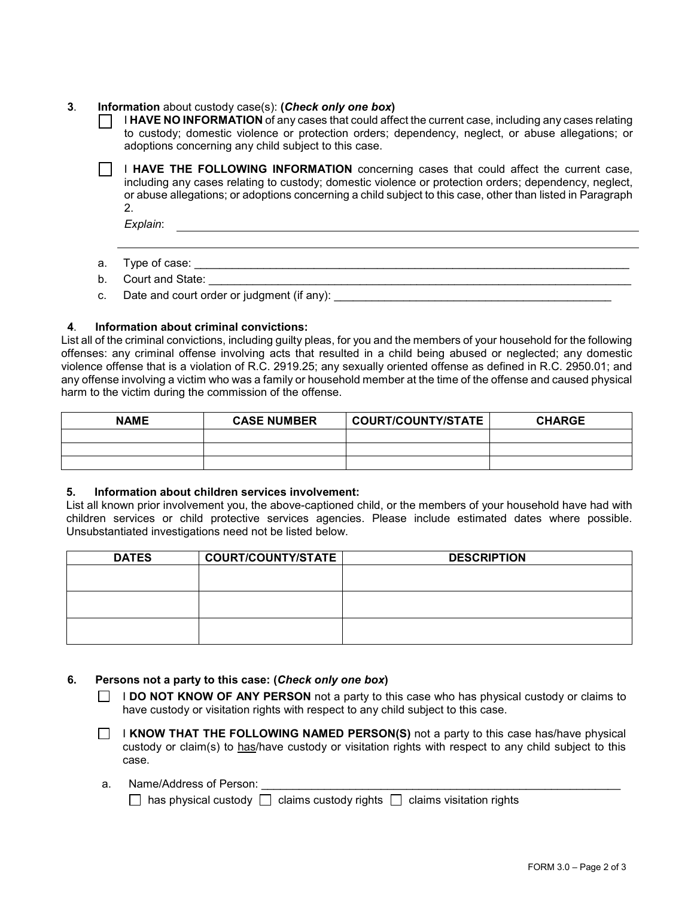**3.** **Information** about custody case(s): **(*Check only one box*)**

☐ I **HAVE NO INFORMATION** of any cases that could affect the current case, including any cases relating to custody; domestic violence or protection orders; dependency, neglect, or abuse allegations; or adoptions concerning any child subject to this case.

☐ I **HAVE THE FOLLOWING INFORMATION** concerning cases that could affect the current case, including any cases relating to custody; domestic violence or protection orders; dependency, neglect, or abuse allegations; or adoptions concerning a child subject to this case, other than listed in Paragraph 2.

*Explain*: ______________________________________________________________________

______________________________________________________________________

a. Type of case: ______________________________________________________________________

b. Court and State: ______________________________________________________________________

c. Date and court order or judgment (if any): ______________________________________________

**4.** **Information about criminal convictions:**

List all of the criminal convictions, including guilty pleas, for you and the members of your household for the following offenses: any criminal offense involving acts that resulted in a child being abused or neglected; any domestic violence offense that is a violation of R.C. 2919.25; any sexually oriented offense as defined in R.C. 2950.01; and any offense involving a victim who was a family or household member at the time of the offense and caused physical harm to the victim during the commission of the offense.

| NAME | CASE NUMBER | COURT/COUNTY/STATE | CHARGE |
|---|---|---|---|
| | | | |
| | | | |
| | | | |

**5.** **Information about children services involvement:**

List all known prior involvement you, the above-captioned child, or the members of your household have had with children services or child protective services agencies. Please include estimated dates where possible. Unsubstantiated investigations need not be listed below.

| DATES | COURT/COUNTY/STATE | DESCRIPTION |
|---|---|---|
| | | |
| | | |
| | | |

**6.** **Persons not a party to this case: (*Check only one box*)**

☐ I **DO NOT KNOW OF ANY PERSON** not a party to this case who has physical custody or claims to have custody or visitation rights with respect to any child subject to this case.

☐ I **KNOW THAT THE FOLLOWING NAMED PERSON(S)** not a party to this case has/have physical custody or claim(s) to has/have custody or visitation rights with respect to any child subject to this case.

a. Name/Address of Person: ______________________________________________________________________

☐ has physical custody ☐ claims custody rights ☐ claims visitation rights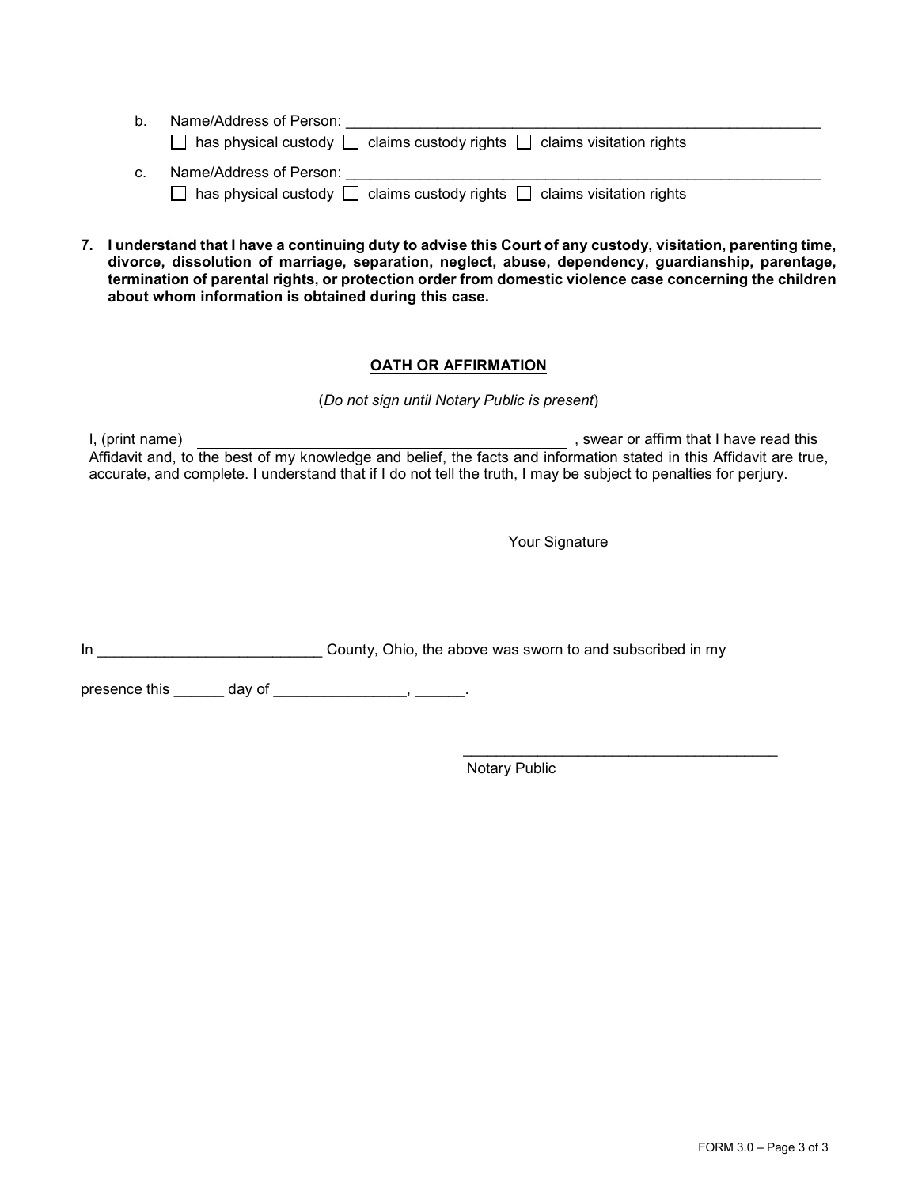b. Name/Address of Person: ______________________________________________________________

☐ has physical custody ☐ claims custody rights ☐ claims visitation rights

c. Name/Address of Person: ______________________________________________________________

☐ has physical custody ☐ claims custody rights ☐ claims visitation rights

**7. I understand that I have a continuing duty to advise this Court of any custody, visitation, parenting time, divorce, dissolution of marriage, separation, neglect, abuse, dependency, guardianship, parentage, termination of parental rights, or protection order from domestic violence case concerning the children about whom information is obtained during this case.**

## OATH OR AFFIRMATION

(*Do not sign until Notary Public is present*)

I, (print name) ______________________________________________ , swear or affirm that I have read this Affidavit and, to the best of my knowledge and belief, the facts and information stated in this Affidavit are true, accurate, and complete. I understand that if I do not tell the truth, I may be subject to penalties for perjury.

__________________________________________
Your Signature

In ___________________________ County, Ohio, the above was sworn to and subscribed in my

presence this ______ day of ________________, ______.

_______________________________________
Notary Public

FORM 3.0 – Page 3 of 3